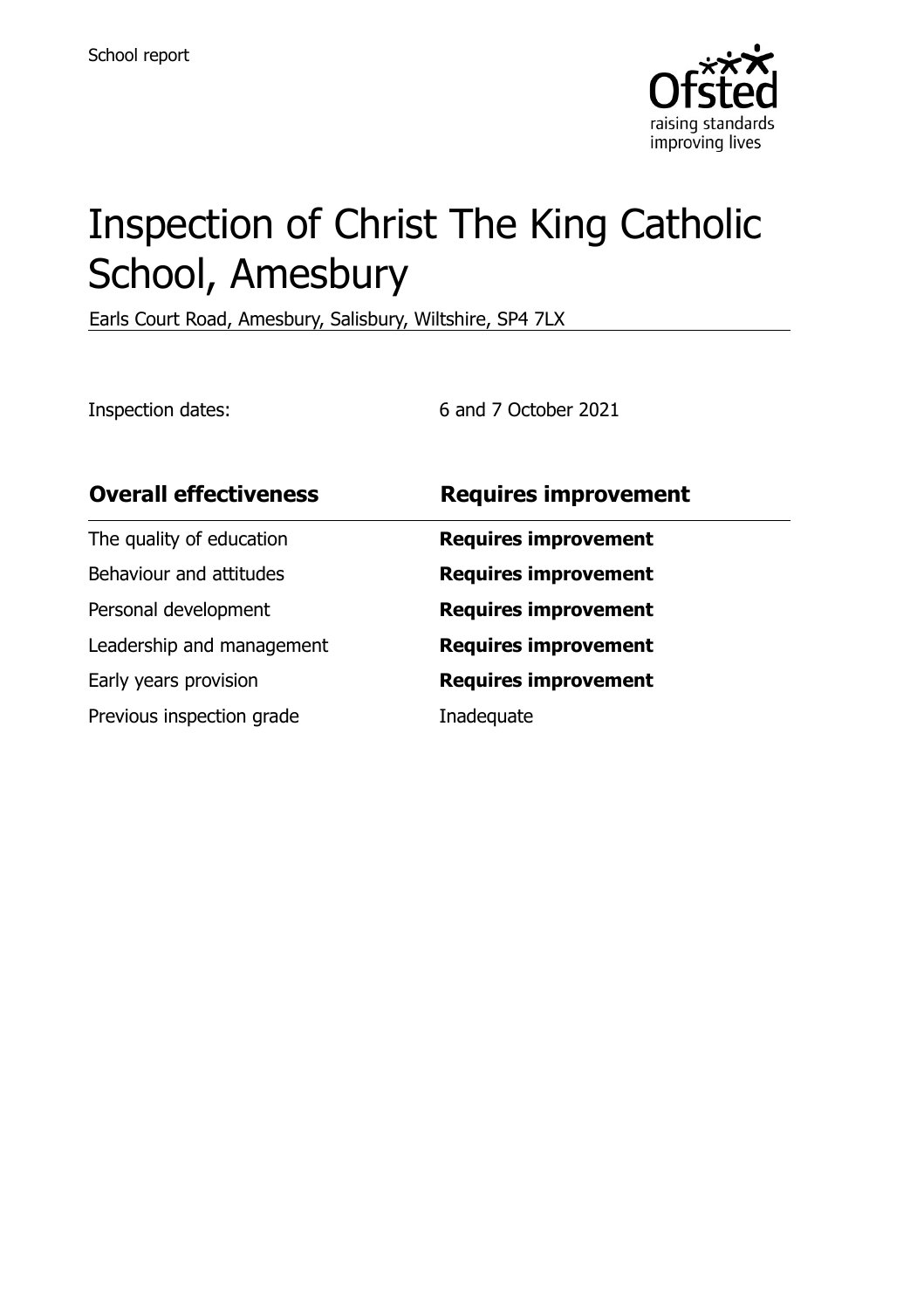School report

# Inspection of Christ The King Catholic School, Amesbury

Earls Court Road, Amesbury, Salisbury, Wiltshire, SP4 7LX

Inspection dates: 6 and 7 October 2021

| **Overall effectiveness** | **Requires improvement** |
| --- | --- |
| The quality of education | **Requires improvement** |
| Behaviour and attitudes | **Requires improvement** |
| Personal development | **Requires improvement** |
| Leadership and management | **Requires improvement** |
| Early years provision | **Requires improvement** |
| Previous inspection grade | Inadequate |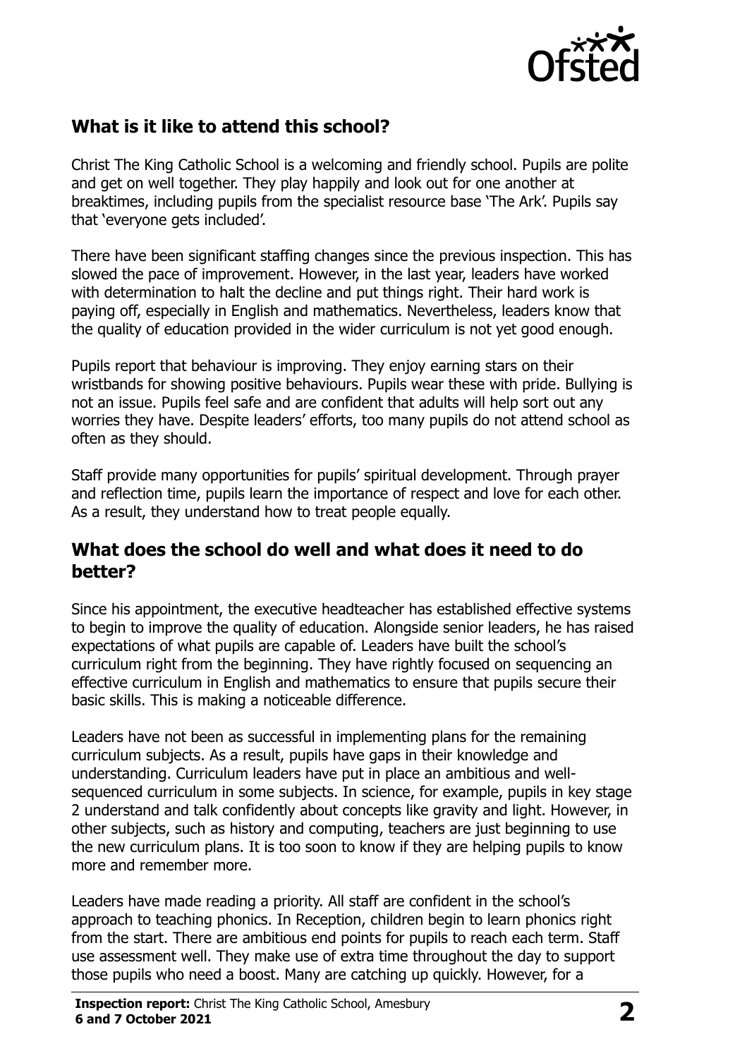## What is it like to attend this school?

Christ The King Catholic School is a welcoming and friendly school. Pupils are polite and get on well together. They play happily and look out for one another at breaktimes, including pupils from the specialist resource base 'The Ark'. Pupils say that 'everyone gets included'.

There have been significant staffing changes since the previous inspection. This has slowed the pace of improvement. However, in the last year, leaders have worked with determination to halt the decline and put things right. Their hard work is paying off, especially in English and mathematics. Nevertheless, leaders know that the quality of education provided in the wider curriculum is not yet good enough.

Pupils report that behaviour is improving. They enjoy earning stars on their wristbands for showing positive behaviours. Pupils wear these with pride. Bullying is not an issue. Pupils feel safe and are confident that adults will help sort out any worries they have. Despite leaders' efforts, too many pupils do not attend school as often as they should.

Staff provide many opportunities for pupils' spiritual development. Through prayer and reflection time, pupils learn the importance of respect and love for each other. As a result, they understand how to treat people equally.

## What does the school do well and what does it need to do better?

Since his appointment, the executive headteacher has established effective systems to begin to improve the quality of education. Alongside senior leaders, he has raised expectations of what pupils are capable of. Leaders have built the school's curriculum right from the beginning. They have rightly focused on sequencing an effective curriculum in English and mathematics to ensure that pupils secure their basic skills. This is making a noticeable difference.

Leaders have not been as successful in implementing plans for the remaining curriculum subjects. As a result, pupils have gaps in their knowledge and understanding. Curriculum leaders have put in place an ambitious and well-sequenced curriculum in some subjects. In science, for example, pupils in key stage 2 understand and talk confidently about concepts like gravity and light. However, in other subjects, such as history and computing, teachers are just beginning to use the new curriculum plans. It is too soon to know if they are helping pupils to know more and remember more.

Leaders have made reading a priority. All staff are confident in the school's approach to teaching phonics. In Reception, children begin to learn phonics right from the start. There are ambitious end points for pupils to reach each term. Staff use assessment well. They make use of extra time throughout the day to support those pupils who need a boost. Many are catching up quickly. However, for a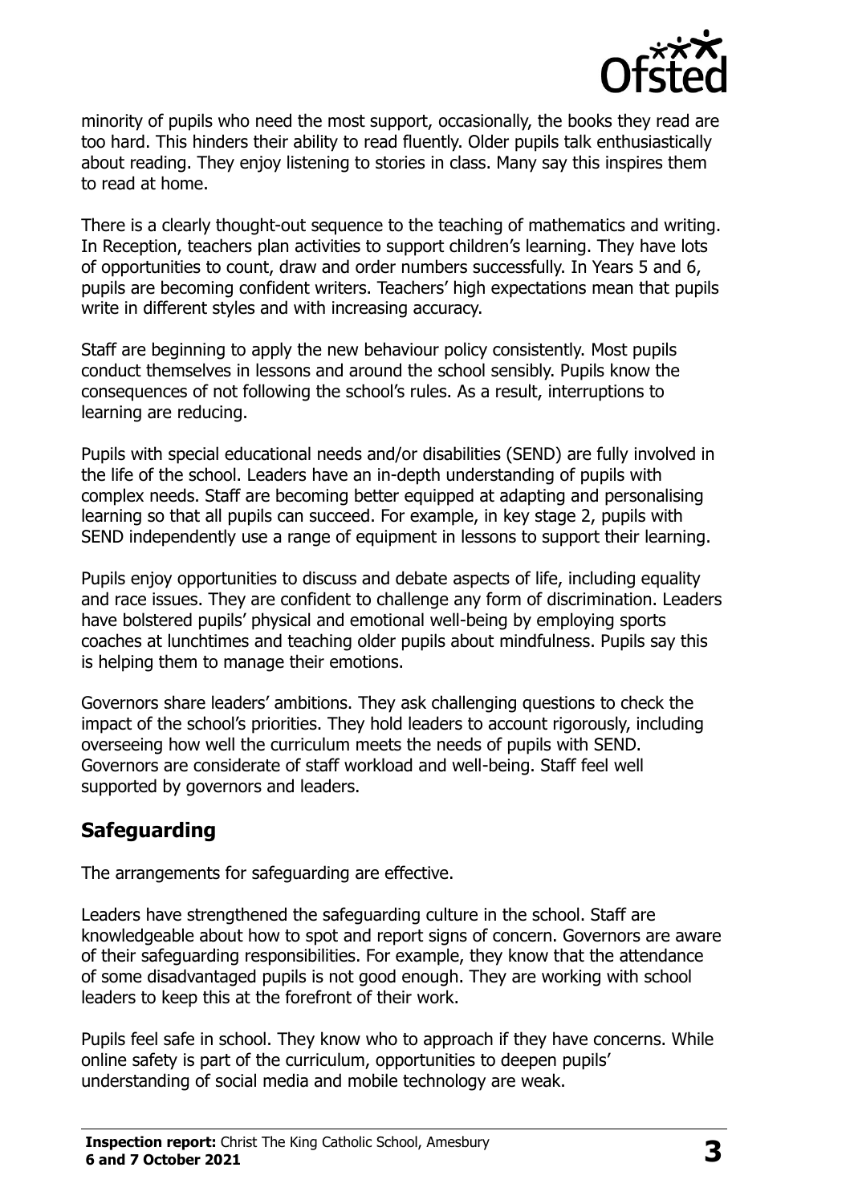minority of pupils who need the most support, occasionally, the books they read are too hard. This hinders their ability to read fluently. Older pupils talk enthusiastically about reading. They enjoy listening to stories in class. Many say this inspires them to read at home.

There is a clearly thought-out sequence to the teaching of mathematics and writing. In Reception, teachers plan activities to support children's learning. They have lots of opportunities to count, draw and order numbers successfully. In Years 5 and 6, pupils are becoming confident writers. Teachers' high expectations mean that pupils write in different styles and with increasing accuracy.

Staff are beginning to apply the new behaviour policy consistently. Most pupils conduct themselves in lessons and around the school sensibly. Pupils know the consequences of not following the school's rules. As a result, interruptions to learning are reducing.

Pupils with special educational needs and/or disabilities (SEND) are fully involved in the life of the school. Leaders have an in-depth understanding of pupils with complex needs. Staff are becoming better equipped at adapting and personalising learning so that all pupils can succeed. For example, in key stage 2, pupils with SEND independently use a range of equipment in lessons to support their learning.

Pupils enjoy opportunities to discuss and debate aspects of life, including equality and race issues. They are confident to challenge any form of discrimination. Leaders have bolstered pupils' physical and emotional well-being by employing sports coaches at lunchtimes and teaching older pupils about mindfulness. Pupils say this is helping them to manage their emotions.

Governors share leaders' ambitions. They ask challenging questions to check the impact of the school's priorities. They hold leaders to account rigorously, including overseeing how well the curriculum meets the needs of pupils with SEND. Governors are considerate of staff workload and well-being. Staff feel well supported by governors and leaders.

## Safeguarding

The arrangements for safeguarding are effective.

Leaders have strengthened the safeguarding culture in the school. Staff are knowledgeable about how to spot and report signs of concern. Governors are aware of their safeguarding responsibilities. For example, they know that the attendance of some disadvantaged pupils is not good enough. They are working with school leaders to keep this at the forefront of their work.

Pupils feel safe in school. They know who to approach if they have concerns. While online safety is part of the curriculum, opportunities to deepen pupils' understanding of social media and mobile technology are weak.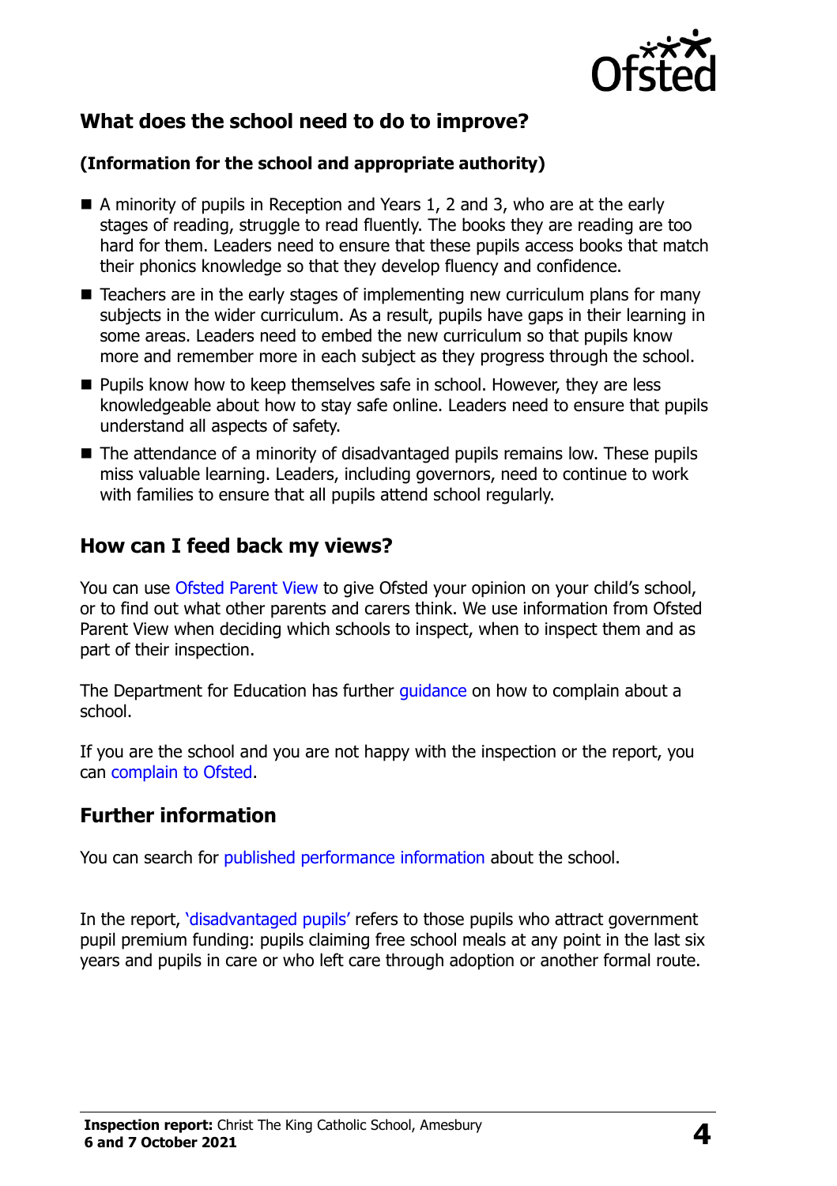## What does the school need to do to improve?

**(Information for the school and appropriate authority)**

- A minority of pupils in Reception and Years 1, 2 and 3, who are at the early stages of reading, struggle to read fluently. The books they are reading are too hard for them. Leaders need to ensure that these pupils access books that match their phonics knowledge so that they develop fluency and confidence.
- Teachers are in the early stages of implementing new curriculum plans for many subjects in the wider curriculum. As a result, pupils have gaps in their learning in some areas. Leaders need to embed the new curriculum so that pupils know more and remember more in each subject as they progress through the school.
- Pupils know how to keep themselves safe in school. However, they are less knowledgeable about how to stay safe online. Leaders need to ensure that pupils understand all aspects of safety.
- The attendance of a minority of disadvantaged pupils remains low. These pupils miss valuable learning. Leaders, including governors, need to continue to work with families to ensure that all pupils attend school regularly.

## How can I feed back my views?

You can use Ofsted Parent View to give Ofsted your opinion on your child's school, or to find out what other parents and carers think. We use information from Ofsted Parent View when deciding which schools to inspect, when to inspect them and as part of their inspection.

The Department for Education has further guidance on how to complain about a school.

If you are the school and you are not happy with the inspection or the report, you can complain to Ofsted.

## Further information

You can search for published performance information about the school.

In the report, 'disadvantaged pupils' refers to those pupils who attract government pupil premium funding: pupils claiming free school meals at any point in the last six years and pupils in care or who left care through adoption or another formal route.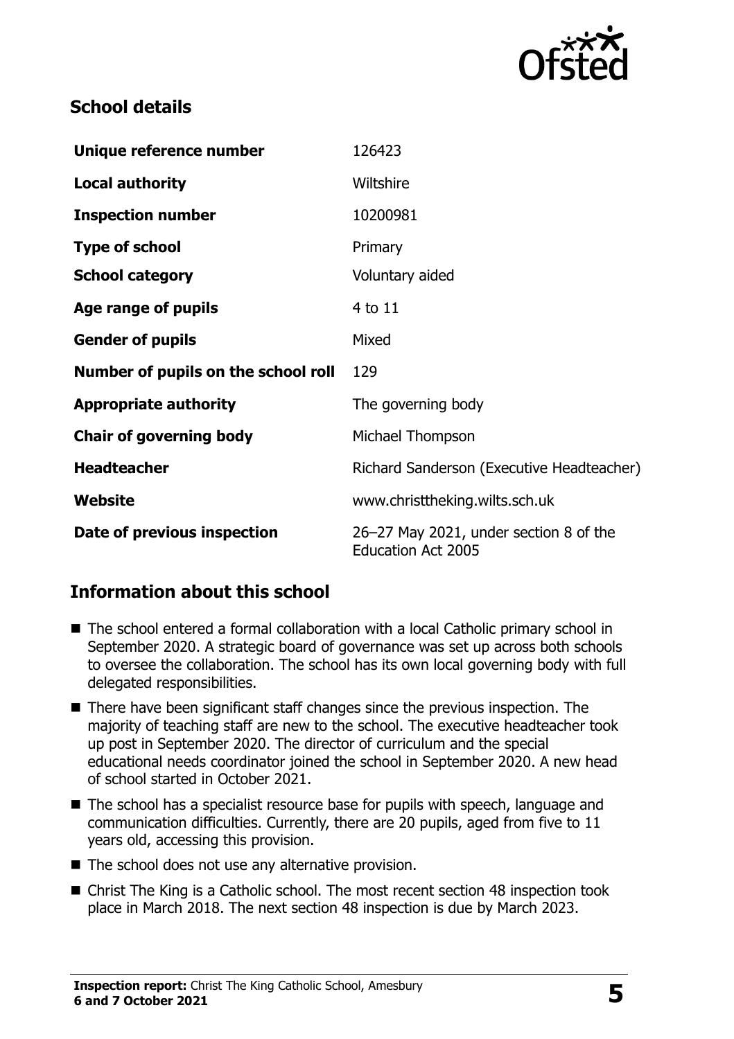## School details

| | |
|---|---|
| **Unique reference number** | 126423 |
| **Local authority** | Wiltshire |
| **Inspection number** | 10200981 |
| **Type of school** | Primary |
| **School category** | Voluntary aided |
| **Age range of pupils** | 4 to 11 |
| **Gender of pupils** | Mixed |
| **Number of pupils on the school roll** | 129 |
| **Appropriate authority** | The governing body |
| **Chair of governing body** | Michael Thompson |
| **Headteacher** | Richard Sanderson (Executive Headteacher) |
| **Website** | www.christtheking.wilts.sch.uk |
| **Date of previous inspection** | 26–27 May 2021, under section 8 of the Education Act 2005 |

## Information about this school

- The school entered a formal collaboration with a local Catholic primary school in September 2020. A strategic board of governance was set up across both schools to oversee the collaboration. The school has its own local governing body with full delegated responsibilities.
- There have been significant staff changes since the previous inspection. The majority of teaching staff are new to the school. The executive headteacher took up post in September 2020. The director of curriculum and the special educational needs coordinator joined the school in September 2020. A new head of school started in October 2021.
- The school has a specialist resource base for pupils with speech, language and communication difficulties. Currently, there are 20 pupils, aged from five to 11 years old, accessing this provision.
- The school does not use any alternative provision.
- Christ The King is a Catholic school. The most recent section 48 inspection took place in March 2018. The next section 48 inspection is due by March 2023.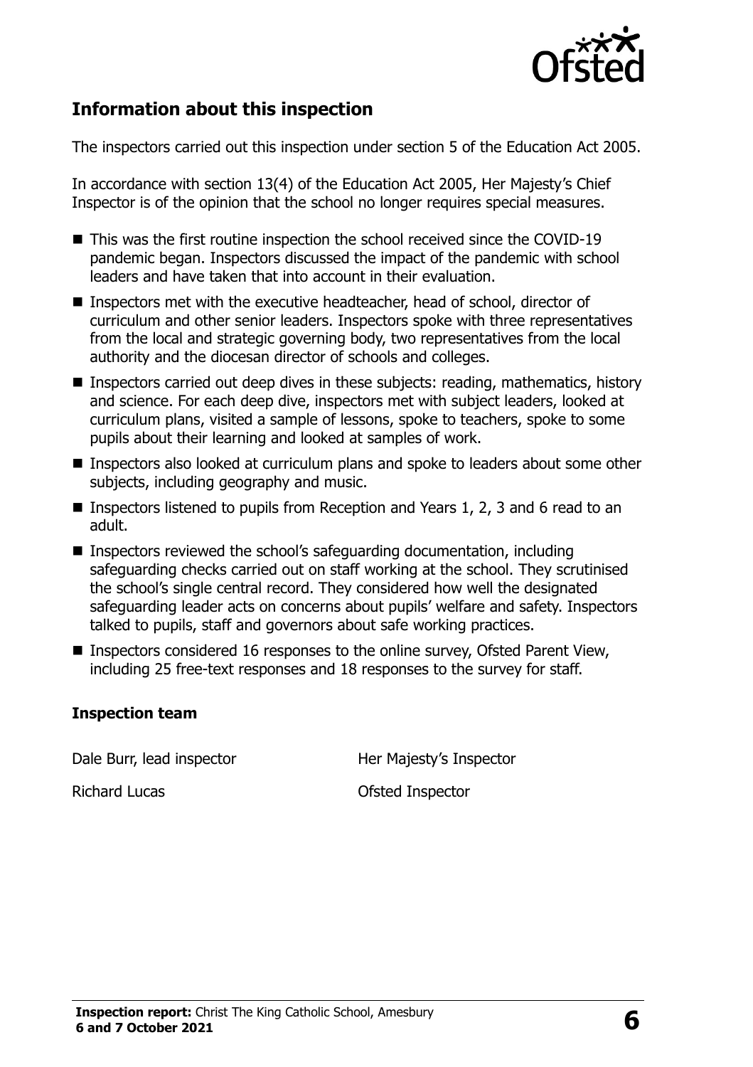## Information about this inspection

The inspectors carried out this inspection under section 5 of the Education Act 2005.

In accordance with section 13(4) of the Education Act 2005, Her Majesty's Chief Inspector is of the opinion that the school no longer requires special measures.

- This was the first routine inspection the school received since the COVID-19 pandemic began. Inspectors discussed the impact of the pandemic with school leaders and have taken that into account in their evaluation.
- Inspectors met with the executive headteacher, head of school, director of curriculum and other senior leaders. Inspectors spoke with three representatives from the local and strategic governing body, two representatives from the local authority and the diocesan director of schools and colleges.
- Inspectors carried out deep dives in these subjects: reading, mathematics, history and science. For each deep dive, inspectors met with subject leaders, looked at curriculum plans, visited a sample of lessons, spoke to teachers, spoke to some pupils about their learning and looked at samples of work.
- Inspectors also looked at curriculum plans and spoke to leaders about some other subjects, including geography and music.
- Inspectors listened to pupils from Reception and Years 1, 2, 3 and 6 read to an adult.
- Inspectors reviewed the school's safeguarding documentation, including safeguarding checks carried out on staff working at the school. They scrutinised the school's single central record. They considered how well the designated safeguarding leader acts on concerns about pupils' welfare and safety. Inspectors talked to pupils, staff and governors about safe working practices.
- Inspectors considered 16 responses to the online survey, Ofsted Parent View, including 25 free-text responses and 18 responses to the survey for staff.

### Inspection team

| | |
|---|---|
| Dale Burr, lead inspector | Her Majesty's Inspector |
| Richard Lucas | Ofsted Inspector |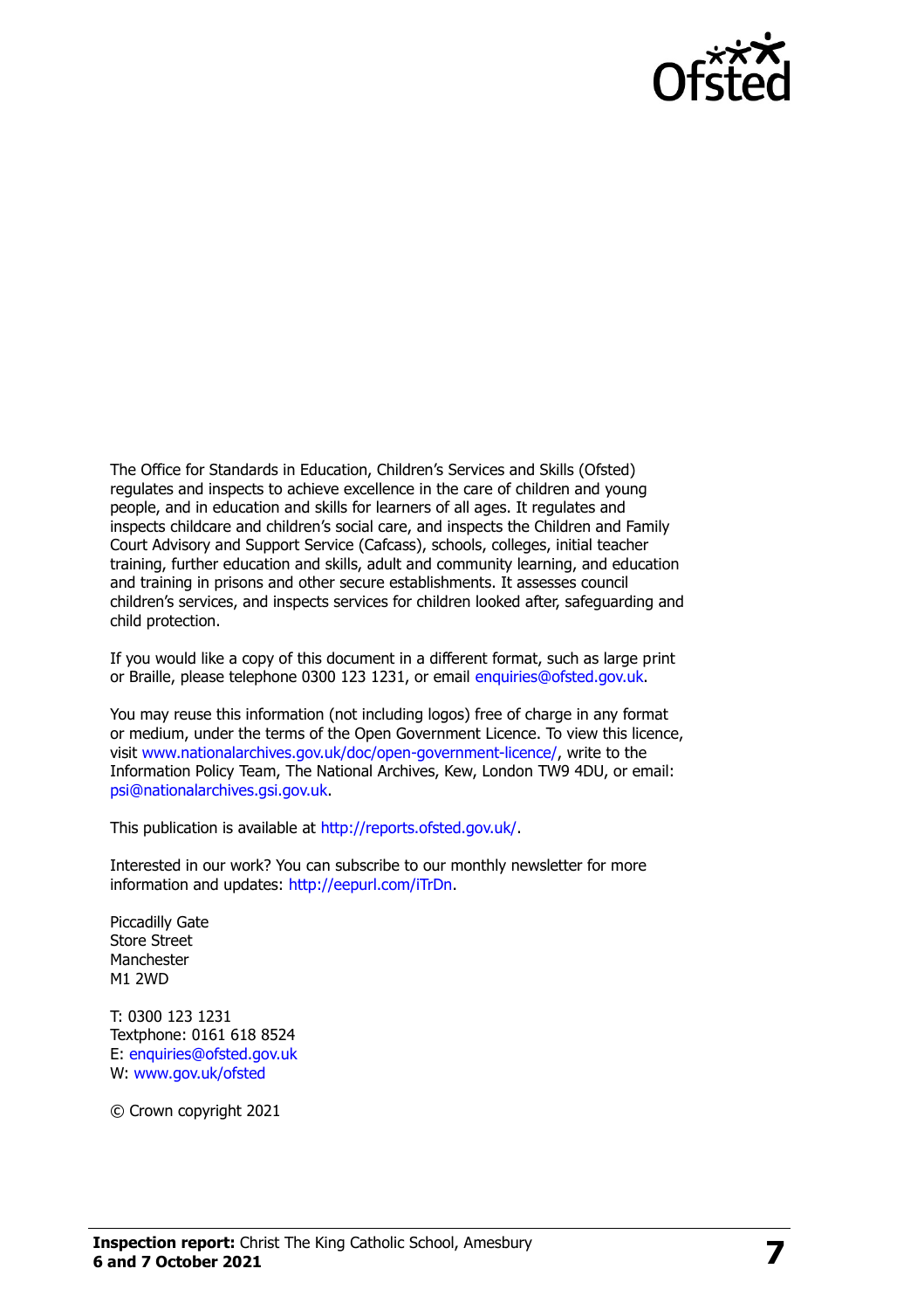The Office for Standards in Education, Children's Services and Skills (Ofsted) regulates and inspects to achieve excellence in the care of children and young people, and in education and skills for learners of all ages. It regulates and inspects childcare and children's social care, and inspects the Children and Family Court Advisory and Support Service (Cafcass), schools, colleges, initial teacher training, further education and skills, adult and community learning, and education and training in prisons and other secure establishments. It assesses council children's services, and inspects services for children looked after, safeguarding and child protection.

If you would like a copy of this document in a different format, such as large print or Braille, please telephone 0300 123 1231, or email enquiries@ofsted.gov.uk.

You may reuse this information (not including logos) free of charge in any format or medium, under the terms of the Open Government Licence. To view this licence, visit www.nationalarchives.gov.uk/doc/open-government-licence/, write to the Information Policy Team, The National Archives, Kew, London TW9 4DU, or email: psi@nationalarchives.gsi.gov.uk.

This publication is available at http://reports.ofsted.gov.uk/.

Interested in our work? You can subscribe to our monthly newsletter for more information and updates: http://eepurl.com/iTrDn.

Piccadilly Gate
Store Street
Manchester
M1 2WD

T: 0300 123 1231
Textphone: 0161 618 8524
E: enquiries@ofsted.gov.uk
W: www.gov.uk/ofsted

© Crown copyright 2021